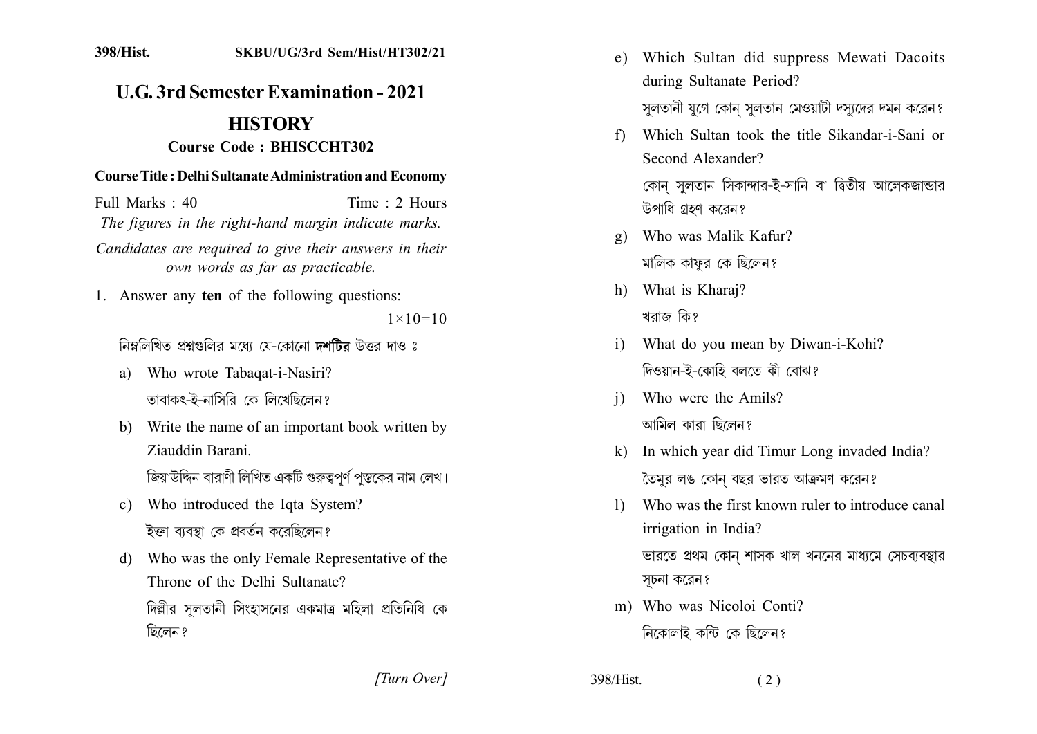398/Hist. SKBU/UG/3rd Sem/Hist/HT302/21

# U.G. 3rd Semester Examination - 2021

## HISTORY

### Course Code : BHISCCHT302

**Course Title : Delhi Sultanate Administration and Economy**

Full Marks : 40 Time : 2 Hours

*The figures in the right-hand margin indicate marks.*

*Candidates are required to give their answers in their own words as far as practicable.*

1. Answer any **ten** of the following questions: $1\times10=10$

   নিম্নলিখিত প্রশ্নগুলির মধ্যে যে-কোনো **দশটির** উত্তর দাও ঃ

   a) Who wrote Tabaqat-i-Nasiri?

      তাবাকৎ-ই-নাসিরি কে লিখেছিলেন?

   b) Write the name of an important book written by Ziauddin Barani.

      জিয়াউদ্দিন বারাণী লিখিত একটি গুরুত্বপূর্ণ পুস্তকের নাম লেখ।

   c) Who introduced the Iqta System?

      ইক্তা ব্যবস্থা কে প্রবর্তন করেছিলেন?

   d) Who was the only Female Representative of the Throne of the Delhi Sultanate?

      দিল্লীর সুলতানী সিংহাসনের একমাত্র মহিলা প্রতিনিধি কে ছিলেন?

   e) Which Sultan did suppress Mewati Dacoits during Sultanate Period?

      সুলতানী যুগে কোন্ সুলতান মেওয়াটী দস্যুদের দমন করেন?

   f) Which Sultan took the title Sikandar-i-Sani or Second Alexander?

      কোন্ সুলতান সিকান্দার-ই-সানি বা দ্বিতীয় আলেকজান্ডার উপাধি গ্রহণ করেন?

   g) Who was Malik Kafur?

      মালিক কাফুর কে ছিলেন?

   h) What is Kharaj?

      খরাজ কি?

   i) What do you mean by Diwan-i-Kohi?

      দিওয়ান-ই-কোহি বলতে কী বোঝ?

   j) Who were the Amils?

      আমিল কারা ছিলেন?

   k) In which year did Timur Long invaded India?

      তৈমুর লঙ কোন্ বছর ভারত আক্রমণ করেন?

   l) Who was the first known ruler to introduce canal irrigation in India?

      ভারতে প্রথম কোন্ শাসক খাল খননের মাধ্যমে সেচব্যবস্থার সূচনা করেন?

   m) Who was Nicoloi Conti?

      নিকোলাই কন্টি কে ছিলেন?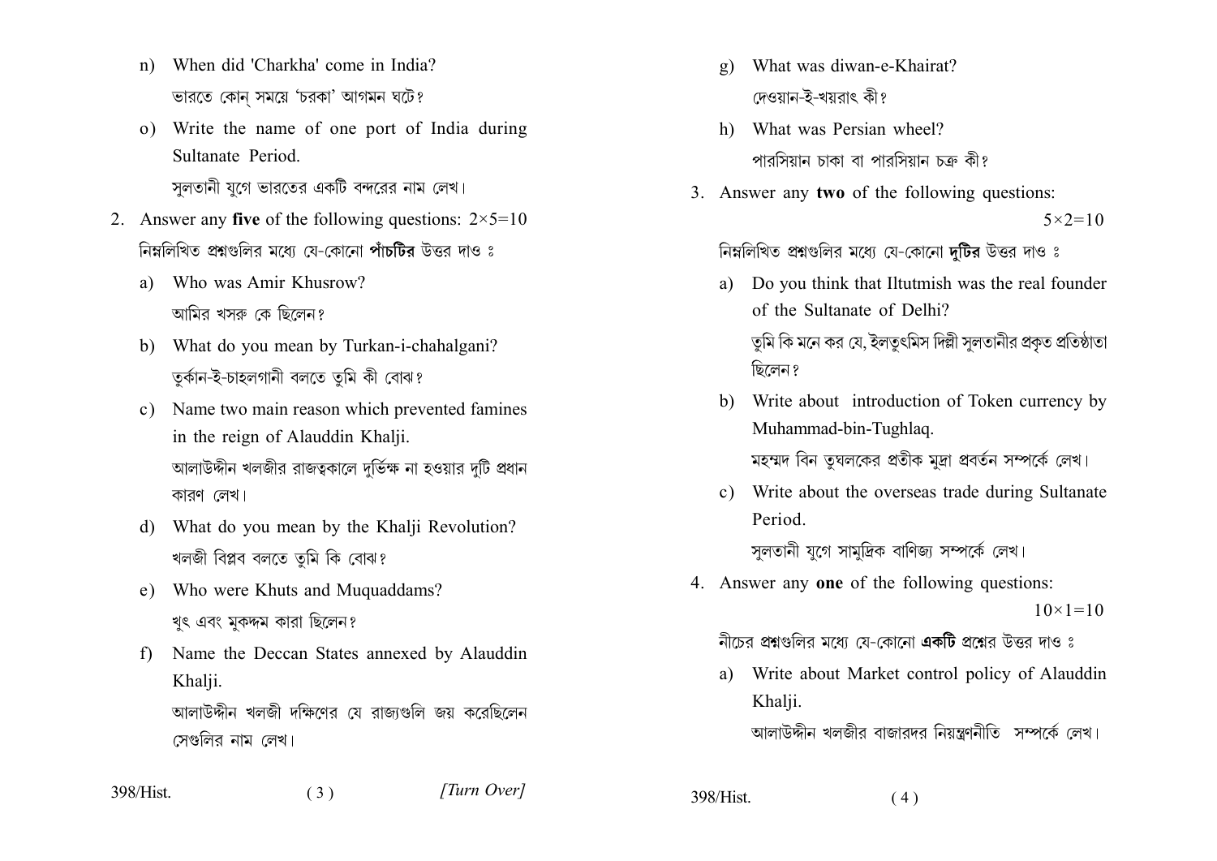n) When did 'Charkha' come in India?

ভারতে কোন্ সময়ে 'চরকা' আগমন ঘটে?

o) Write the name of one port of India during Sultanate Period.

সুলতানী যুগে ভারতের একটি বন্দরের নাম লেখ।

2. Answer any **five** of the following questions: $2\times5=10$

নিম্নলিখিত প্রশ্নগুলির মধ্যে যে-কোনো **পাঁচটির** উত্তর দাও ঃ

a) Who was Amir Khusrow?

আমির খসরু কে ছিলেন?

b) What do you mean by Turkan-i-chahalgani?

তুর্কান-ই-চাহলগানী বলতে তুমি কী বোঝ?

c) Name two main reason which prevented famines in the reign of Alauddin Khalji.

আলাউদ্দীন খলজীর রাজত্বকালে দুর্ভিক্ষ না হওয়ার দুটি প্রধান কারণ লেখ।

d) What do you mean by the Khalji Revolution?

খলজী বিপ্লব বলতে তুমি কি বোঝ?

e) Who were Khuts and Muquaddams?

খুৎ এবং মুকদ্দম কারা ছিলেন?

f) Name the Deccan States annexed by Alauddin Khalji.

আলাউদ্দীন খলজী দক্ষিণের যে রাজ্যগুলি জয় করেছিলেন সেগুলির নাম লেখ।

g) What was diwan-e-Khairat?

দেওয়ান-ই-খয়রাৎ কী?

h) What was Persian wheel?

পারসিয়ান চাকা বা পারসিয়ান চক্র কী?

3. Answer any **two** of the following questions: $5\times2=10$

নিম্নলিখিত প্রশ্নগুলির মধ্যে যে-কোনো **দুটির** উত্তর দাও ঃ

a) Do you think that Iltutmish was the real founder of the Sultanate of Delhi?

তুমি কি মনে কর যে, ইলতুৎমিস দিল্লী সুলতানীর প্রকৃত প্রতিষ্ঠাতা ছিলেন?

b) Write about introduction of Token currency by Muhammad-bin-Tughlaq.

মহম্মদ বিন তুঘলকের প্রতীক মুদ্রা প্রবর্তন সম্পর্কে লেখ।

c) Write about the overseas trade during Sultanate Period.

সুলতানী যুগে সামুদ্রিক বাণিজ্য সম্পর্কে লেখ।

4. Answer any **one** of the following questions: $10\times1=10$

নীচের প্রশ্নগুলির মধ্যে যে-কোনো **একটি** প্রশ্নের উত্তর দাও ঃ

a) Write about Market control policy of Alauddin Khalji.

আলাউদ্দীন খলজীর বাজারদর নিয়ন্ত্রণনীতি সম্পর্কে লেখ।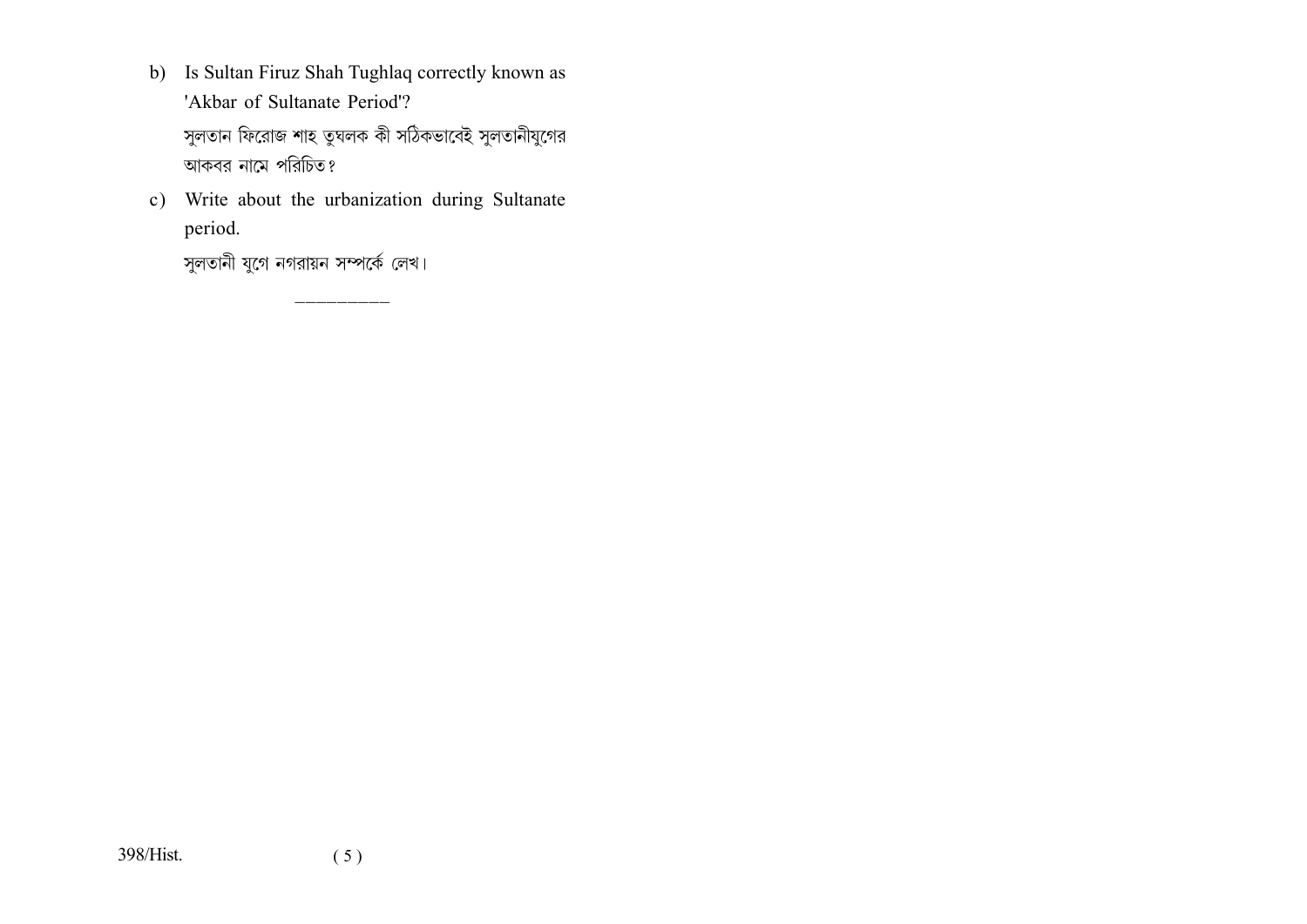b) Is Sultan Firuz Shah Tughlaq correctly known as 'Akbar of Sultanate Period'?

সুলতান ফিরোজ শাহ তুঘলক কী সঠিকভাবেই সুলতানীযুগের আকবর নামে পরিচিত?

c) Write about the urbanization during Sultanate period.

সুলতানী যুগে নগরায়ন সম্পর্কে লেখ।

---